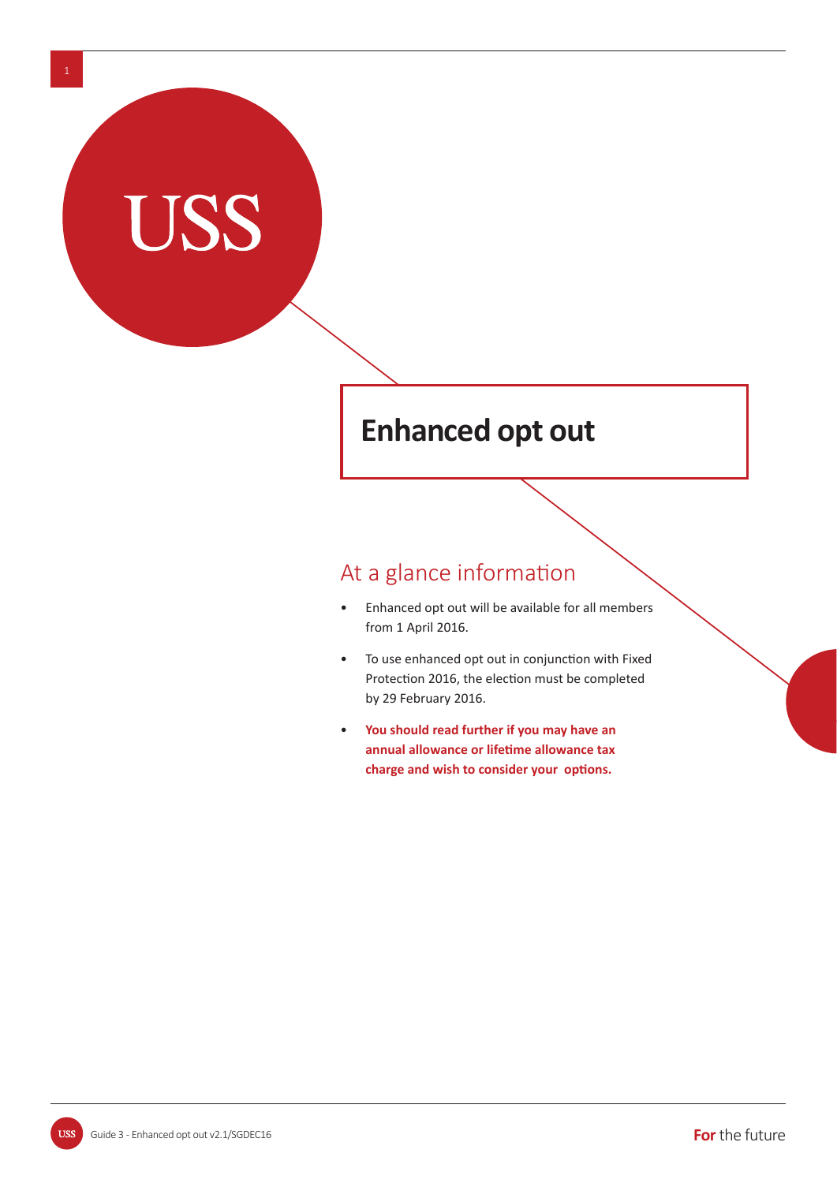# Enhanced opt out

## At a glance information

- Enhanced opt out will be available for all members from 1 April 2016.
- To use enhanced opt out in conjunction with Fixed Protection 2016, the election must be completed by 29 February 2016.
- **You should read further if you may have an annual allowance or lifetime allowance tax charge and wish to consider your options.**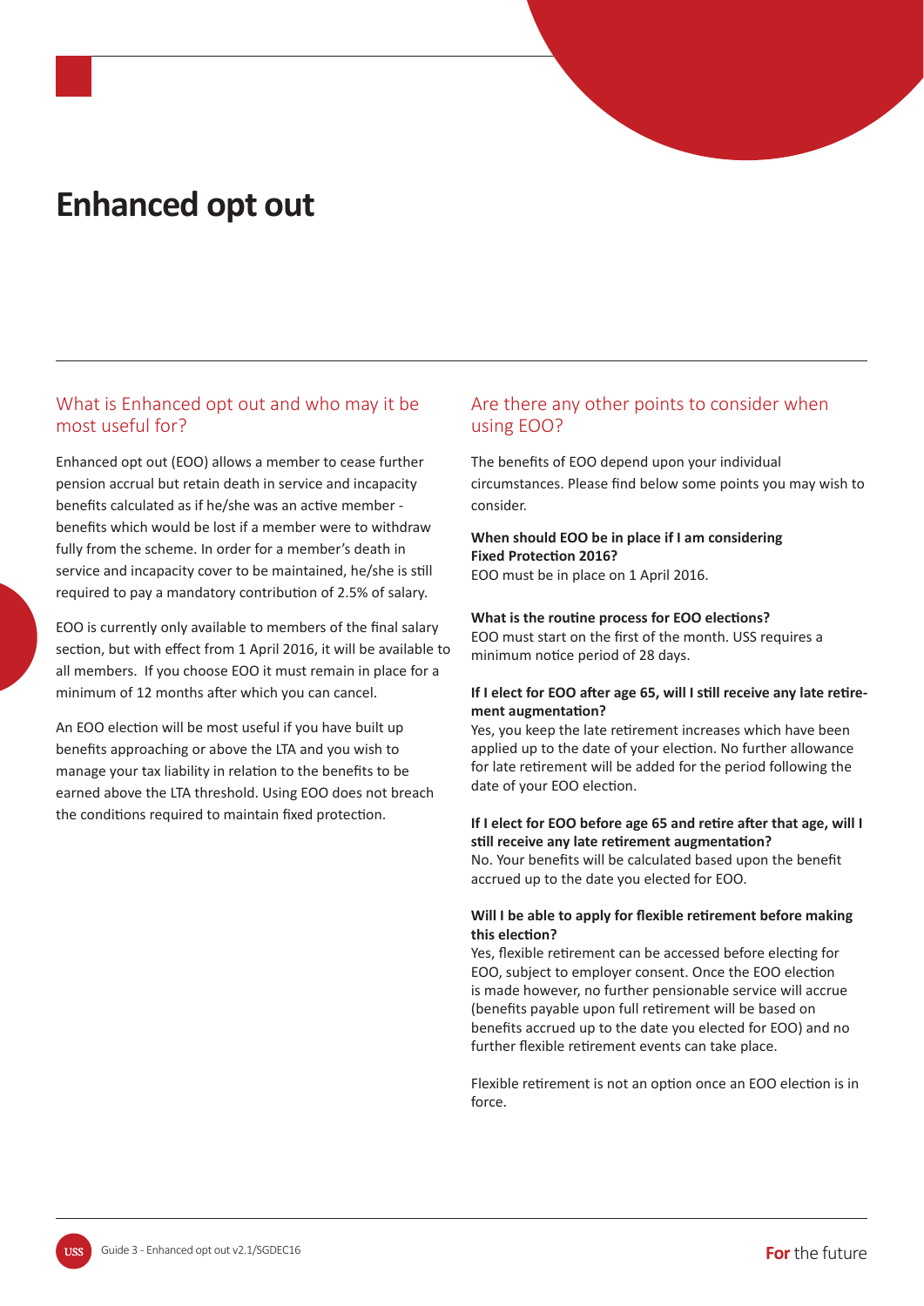# Enhanced opt out

## What is Enhanced opt out and who may it be most useful for?

Enhanced opt out (EOO) allows a member to cease further pension accrual but retain death in service and incapacity benefits calculated as if he/she was an active member - benefits which would be lost if a member were to withdraw fully from the scheme. In order for a member's death in service and incapacity cover to be maintained, he/she is still required to pay a mandatory contribution of 2.5% of salary.

EOO is currently only available to members of the final salary section, but with effect from 1 April 2016, it will be available to all members. If you choose EOO it must remain in place for a minimum of 12 months after which you can cancel.

An EOO election will be most useful if you have built up benefits approaching or above the LTA and you wish to manage your tax liability in relation to the benefits to be earned above the LTA threshold. Using EOO does not breach the conditions required to maintain fixed protection.

## Are there any other points to consider when using EOO?

The benefits of EOO depend upon your individual circumstances. Please find below some points you may wish to consider.

**When should EOO be in place if I am considering Fixed Protection 2016?**
EOO must be in place on 1 April 2016.

**What is the routine process for EOO elections?**
EOO must start on the first of the month. USS requires a minimum notice period of 28 days.

**If I elect for EOO after age 65, will I still receive any late retirement augmentation?**
Yes, you keep the late retirement increases which have been applied up to the date of your election. No further allowance for late retirement will be added for the period following the date of your EOO election.

**If I elect for EOO before age 65 and retire after that age, will I still receive any late retirement augmentation?**
No. Your benefits will be calculated based upon the benefit accrued up to the date you elected for EOO.

**Will I be able to apply for flexible retirement before making this election?**
Yes, flexible retirement can be accessed before electing for EOO, subject to employer consent. Once the EOO election is made however, no further pensionable service will accrue (benefits payable upon full retirement will be based on benefits accrued up to the date you elected for EOO) and no further flexible retirement events can take place.

Flexible retirement is not an option once an EOO election is in force.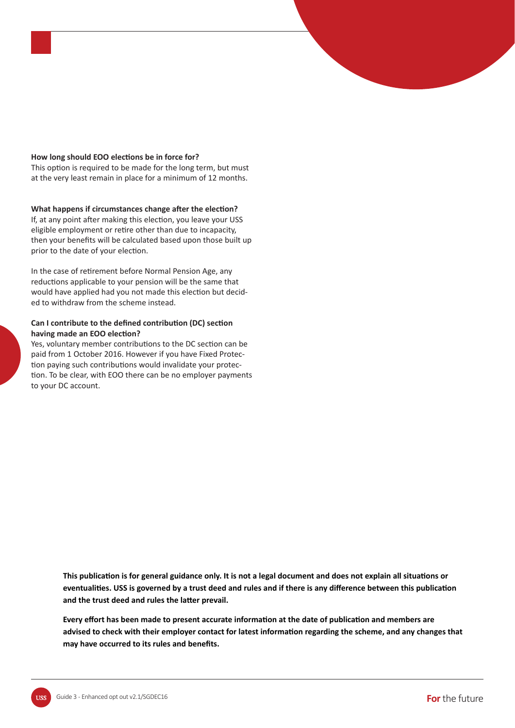**How long should EOO elections be in force for?**

This option is required to be made for the long term, but must at the very least remain in place for a minimum of 12 months.

**What happens if circumstances change after the election?**

If, at any point after making this election, you leave your USS eligible employment or retire other than due to incapacity, then your benefits will be calculated based upon those built up prior to the date of your election.

In the case of retirement before Normal Pension Age, any reductions applicable to your pension will be the same that would have applied had you not made this election but decided to withdraw from the scheme instead.

**Can I contribute to the defined contribution (DC) section having made an EOO election?**

Yes, voluntary member contributions to the DC section can be paid from 1 October 2016. However if you have Fixed Protection paying such contributions would invalidate your protection. To be clear, with EOO there can be no employer payments to your DC account.

**This publication is for general guidance only. It is not a legal document and does not explain all situations or eventualities. USS is governed by a trust deed and rules and if there is any difference between this publication and the trust deed and rules the latter prevail.**

**Every effort has been made to present accurate information at the date of publication and members are advised to check with their employer contact for latest information regarding the scheme, and any changes that may have occurred to its rules and benefits.**

Guide 3 - Enhanced opt out v2.1/SGDEC16

**For** the future